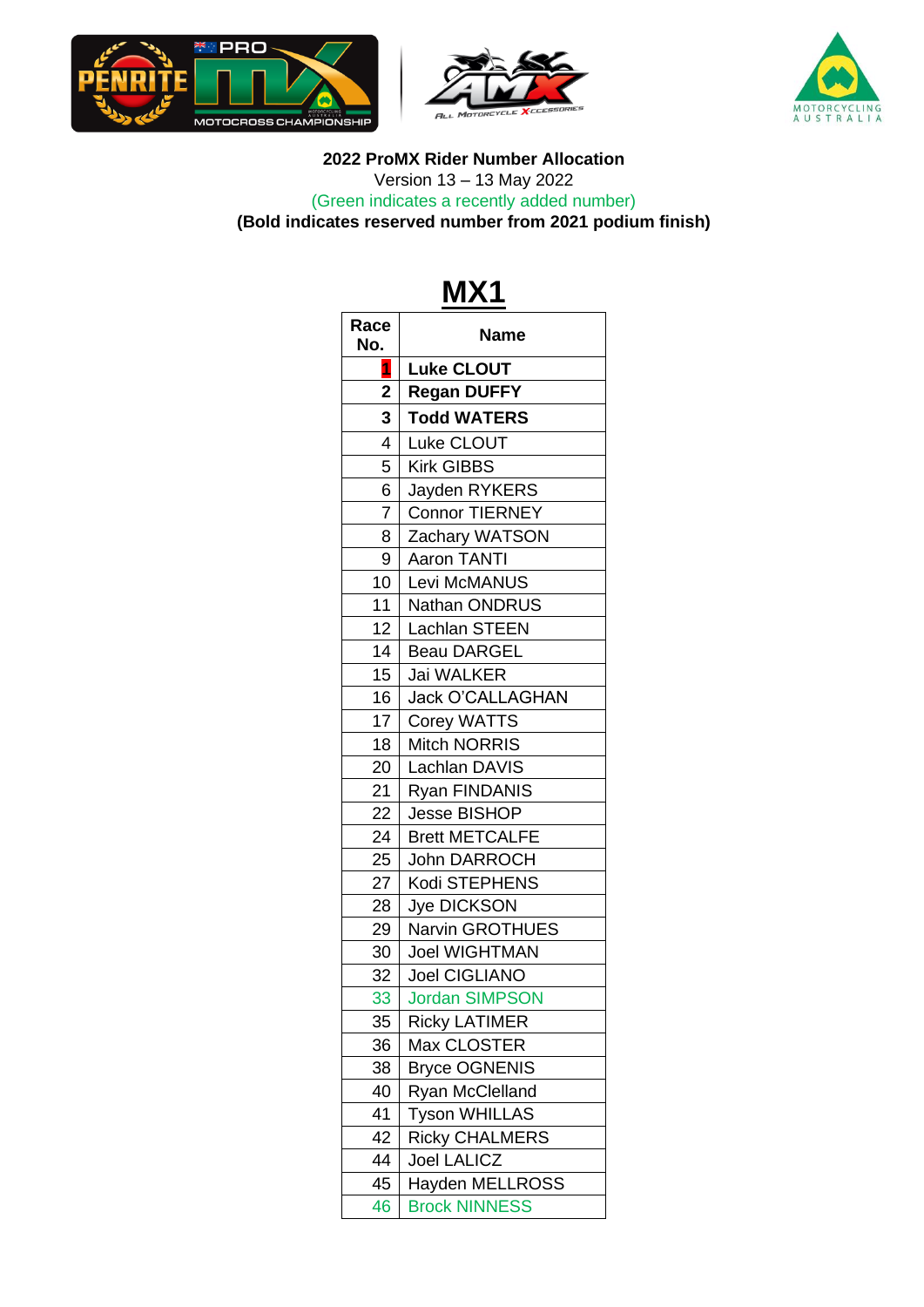**2022 ProMX Rider Number Allocation**

Version 13 – 13 May 2022

(Green indicates a recently added number)

**(Bold indicates reserved number from 2021 podium finish)**

# MX1

| Race No. | Name |
|---|---|
| **1** | **Luke CLOUT** |
| **2** | **Regan DUFFY** |
| **3** | **Todd WATERS** |
| 4 | Luke CLOUT |
| 5 | Kirk GIBBS |
| 6 | Jayden RYKERS |
| 7 | Connor TIERNEY |
| 8 | Zachary WATSON |
| 9 | Aaron TANTI |
| 10 | Levi McMANUS |
| 11 | Nathan ONDRUS |
| 12 | Lachlan STEEN |
| 14 | Beau DARGEL |
| 15 | Jai WALKER |
| 16 | Jack O'CALLAGHAN |
| 17 | Corey WATTS |
| 18 | Mitch NORRIS |
| 20 | Lachlan DAVIS |
| 21 | Ryan FINDANIS |
| 22 | Jesse BISHOP |
| 24 | Brett METCALFE |
| 25 | John DARROCH |
| 27 | Kodi STEPHENS |
| 28 | Jye DICKSON |
| 29 | Narvin GROTHUES |
| 30 | Joel WIGHTMAN |
| 32 | Joel CIGLIANO |
| 33 | Jordan SIMPSON |
| 35 | Ricky LATIMER |
| 36 | Max CLOSTER |
| 38 | Bryce OGNENIS |
| 40 | Ryan McClelland |
| 41 | Tyson WHILLAS |
| 42 | Ricky CHALMERS |
| 44 | Joel LALICZ |
| 45 | Hayden MELLROSS |
| 46 | Brock NINNESS |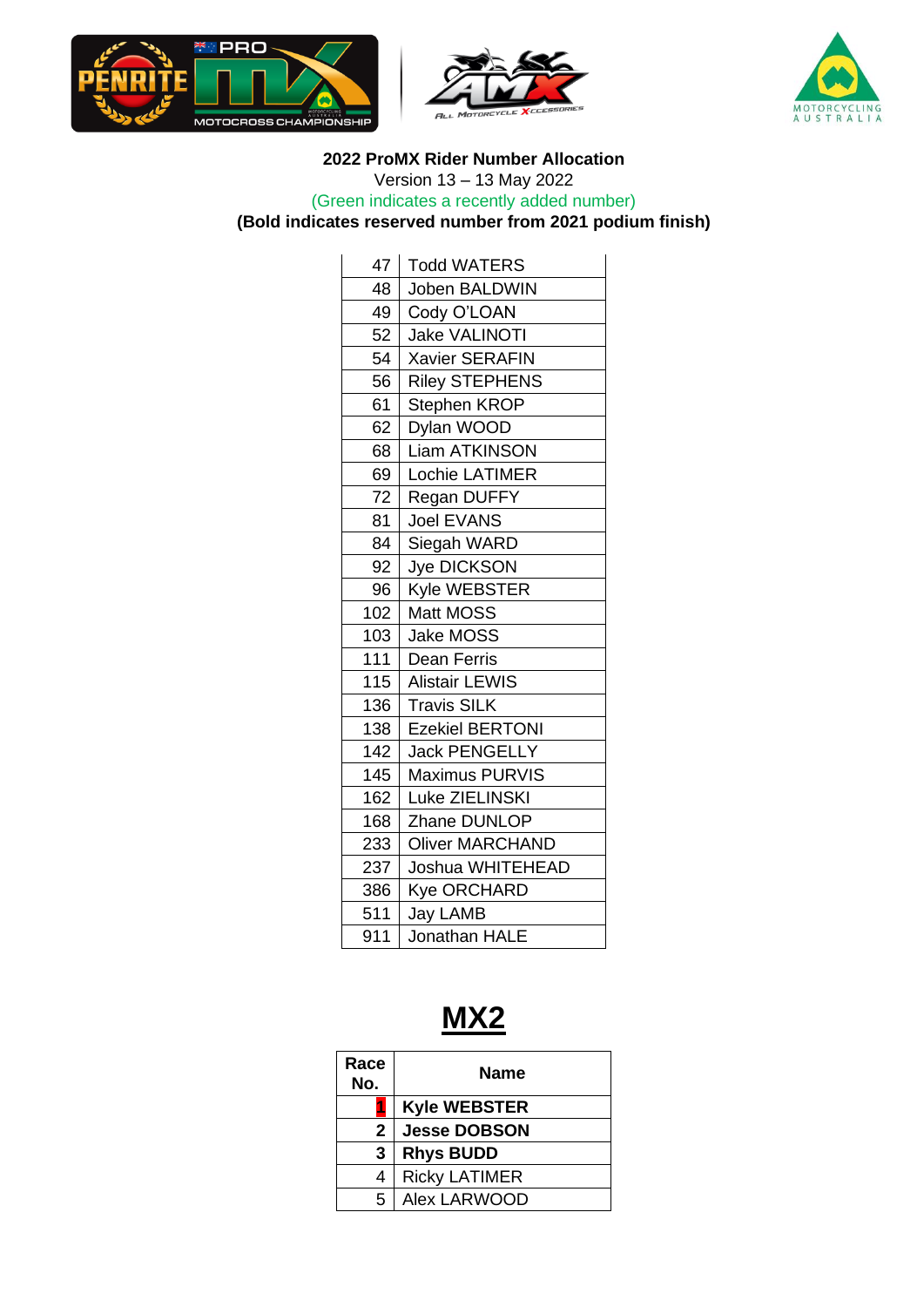**2022 ProMX Rider Number Allocation**

Version 13 – 13 May 2022

(Green indicates a recently added number)

**(Bold indicates reserved number from 2021 podium finish)**

| | |
|---|---|
| 47 | Todd WATERS |
| 48 | Joben BALDWIN |
| 49 | Cody O'LOAN |
| 52 | Jake VALINOTI |
| 54 | Xavier SERAFIN |
| 56 | Riley STEPHENS |
| 61 | Stephen KROP |
| 62 | Dylan WOOD |
| 68 | Liam ATKINSON |
| 69 | Lochie LATIMER |
| 72 | Regan DUFFY |
| 81 | Joel EVANS |
| 84 | Siegah WARD |
| 92 | Jye DICKSON |
| 96 | Kyle WEBSTER |
| 102 | Matt MOSS |
| 103 | Jake MOSS |
| 111 | Dean Ferris |
| 115 | Alistair LEWIS |
| 136 | Travis SILK |
| 138 | Ezekiel BERTONI |
| 142 | Jack PENGELLY |
| 145 | Maximus PURVIS |
| 162 | Luke ZIELINSKI |
| 168 | Zhane DUNLOP |
| 233 | Oliver MARCHAND |
| 237 | Joshua WHITEHEAD |
| 386 | Kye ORCHARD |
| 511 | Jay LAMB |
| 911 | Jonathan HALE |

# MX2

| Race No. | Name |
|---|---|
| **1** | **Kyle WEBSTER** |
| **2** | **Jesse DOBSON** |
| **3** | **Rhys BUDD** |
| 4 | Ricky LATIMER |
| 5 | Alex LARWOOD |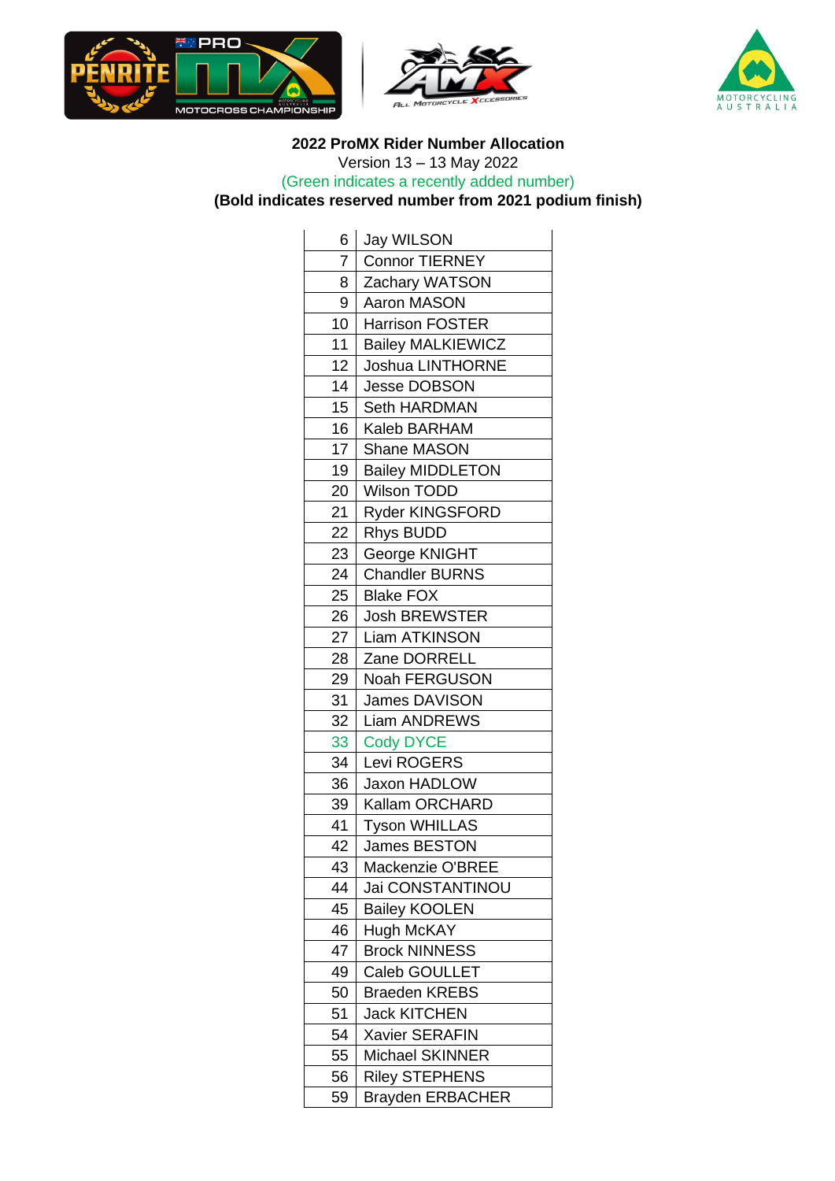**2022 ProMX Rider Number Allocation**

Version 13 – 13 May 2022

(Green indicates a recently added number)

**(Bold indicates reserved number from 2021 podium finish)**

| | |
|---|---|
| 6 | Jay WILSON |
| 7 | Connor TIERNEY |
| 8 | Zachary WATSON |
| 9 | Aaron MASON |
| 10 | Harrison FOSTER |
| 11 | Bailey MALKIEWICZ |
| 12 | Joshua LINTHORNE |
| 14 | Jesse DOBSON |
| 15 | Seth HARDMAN |
| 16 | Kaleb BARHAM |
| 17 | Shane MASON |
| 19 | Bailey MIDDLETON |
| 20 | Wilson TODD |
| 21 | Ryder KINGSFORD |
| 22 | Rhys BUDD |
| 23 | George KNIGHT |
| 24 | Chandler BURNS |
| 25 | Blake FOX |
| 26 | Josh BREWSTER |
| 27 | Liam ATKINSON |
| 28 | Zane DORRELL |
| 29 | Noah FERGUSON |
| 31 | James DAVISON |
| 32 | Liam ANDREWS |
| 33 | Cody DYCE |
| 34 | Levi ROGERS |
| 36 | Jaxon HADLOW |
| 39 | Kallam ORCHARD |
| 41 | Tyson WHILLAS |
| 42 | James BESTON |
| 43 | Mackenzie O'BREE |
| 44 | Jai CONSTANTINOU |
| 45 | Bailey KOOLEN |
| 46 | Hugh McKAY |
| 47 | Brock NINNESS |
| 49 | Caleb GOULLET |
| 50 | Braeden KREBS |
| 51 | Jack KITCHEN |
| 54 | Xavier SERAFIN |
| 55 | Michael SKINNER |
| 56 | Riley STEPHENS |
| 59 | Brayden ERBACHER |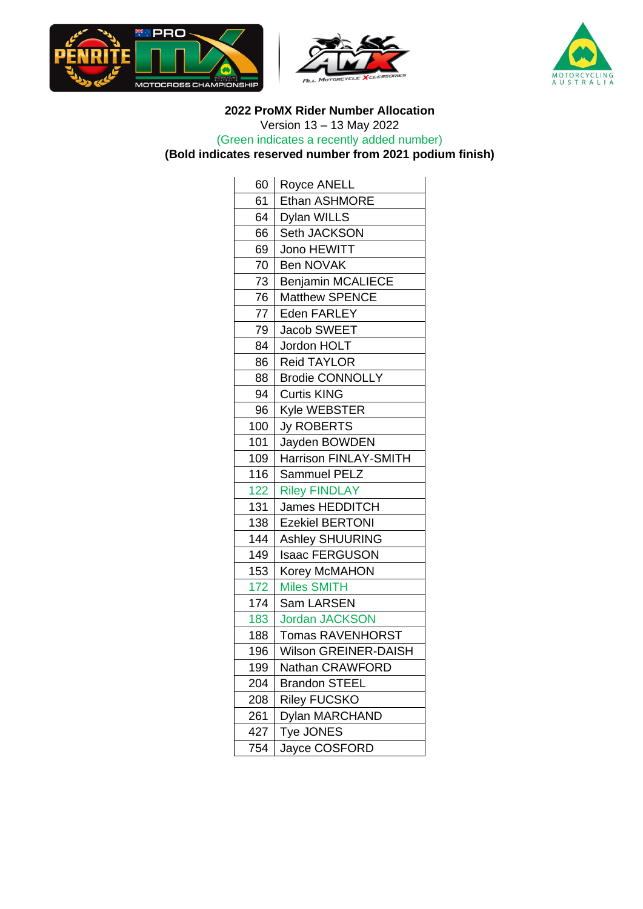**2022 ProMX Rider Number Allocation**

Version 13 – 13 May 2022

(Green indicates a recently added number)

**(Bold indicates reserved number from 2021 podium finish)**

| | |
|---|---|
| 60 | Royce ANELL |
| 61 | Ethan ASHMORE |
| 64 | Dylan WILLS |
| 66 | Seth JACKSON |
| 69 | Jono HEWITT |
| 70 | Ben NOVAK |
| 73 | Benjamin MCALIECE |
| 76 | Matthew SPENCE |
| 77 | Eden FARLEY |
| 79 | Jacob SWEET |
| 84 | Jordon HOLT |
| 86 | Reid TAYLOR |
| 88 | Brodie CONNOLLY |
| 94 | Curtis KING |
| 96 | Kyle WEBSTER |
| 100 | Jy ROBERTS |
| 101 | Jayden BOWDEN |
| 109 | Harrison FINLAY-SMITH |
| 116 | Sammuel PELZ |
| 122 | Riley FINDLAY |
| 131 | James HEDDITCH |
| 138 | Ezekiel BERTONI |
| 144 | Ashley SHUURING |
| 149 | Isaac FERGUSON |
| 153 | Korey McMAHON |
| 172 | Miles SMITH |
| 174 | Sam LARSEN |
| 183 | Jordan JACKSON |
| 188 | Tomas RAVENHORST |
| 196 | Wilson GREINER-DAISH |
| 199 | Nathan CRAWFORD |
| 204 | Brandon STEEL |
| 208 | Riley FUCSKO |
| 261 | Dylan MARCHAND |
| 427 | Tye JONES |
| 754 | Jayce COSFORD |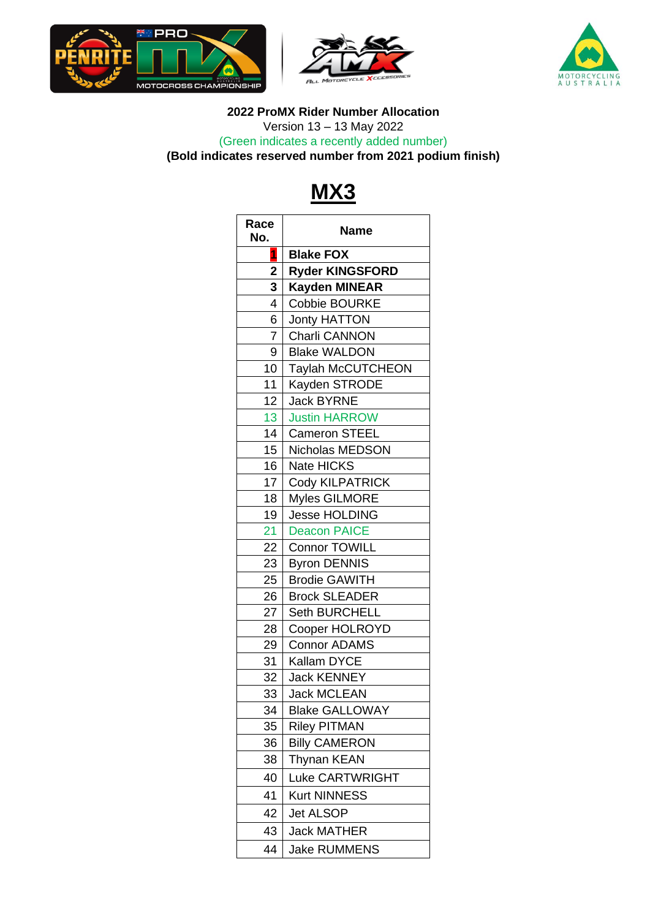**2022 ProMX Rider Number Allocation**

Version 13 – 13 May 2022

(Green indicates a recently added number)

**(Bold indicates reserved number from 2021 podium finish)**

# MX3

| Race No. | Name |
|---|---|
| **1** | **Blake FOX** |
| **2** | **Ryder KINGSFORD** |
| **3** | **Kayden MINEAR** |
| 4 | Cobbie BOURKE |
| 6 | Jonty HATTON |
| 7 | Charli CANNON |
| 9 | Blake WALDON |
| 10 | Taylah McCUTCHEON |
| 11 | Kayden STRODE |
| 12 | Jack BYRNE |
| 13 | Justin HARROW |
| 14 | Cameron STEEL |
| 15 | Nicholas MEDSON |
| 16 | Nate HICKS |
| 17 | Cody KILPATRICK |
| 18 | Myles GILMORE |
| 19 | Jesse HOLDING |
| 21 | Deacon PAICE |
| 22 | Connor TOWILL |
| 23 | Byron DENNIS |
| 25 | Brodie GAWITH |
| 26 | Brock SLEADER |
| 27 | Seth BURCHELL |
| 28 | Cooper HOLROYD |
| 29 | Connor ADAMS |
| 31 | Kallam DYCE |
| 32 | Jack KENNEY |
| 33 | Jack MCLEAN |
| 34 | Blake GALLOWAY |
| 35 | Riley PITMAN |
| 36 | Billy CAMERON |
| 38 | Thynan KEAN |
| 40 | Luke CARTWRIGHT |
| 41 | Kurt NINNESS |
| 42 | Jet ALSOP |
| 43 | Jack MATHER |
| 44 | Jake RUMMENS |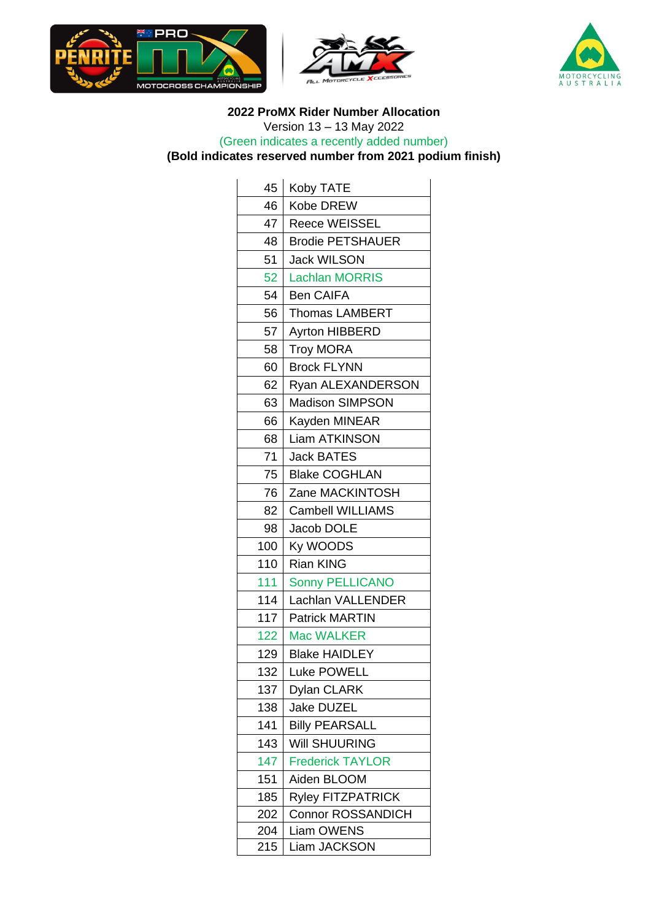**2022 ProMX Rider Number Allocation**

Version 13 – 13 May 2022

(Green indicates a recently added number)

**(Bold indicates reserved number from 2021 podium finish)**

| | |
|---|---|
| 45 | Koby TATE |
| 46 | Kobe DREW |
| 47 | Reece WEISSEL |
| 48 | Brodie PETSHAUER |
| 51 | Jack WILSON |
| 52 | Lachlan MORRIS |
| 54 | Ben CAIFA |
| 56 | Thomas LAMBERT |
| 57 | Ayrton HIBBERD |
| 58 | Troy MORA |
| 60 | Brock FLYNN |
| 62 | Ryan ALEXANDERSON |
| 63 | Madison SIMPSON |
| 66 | Kayden MINEAR |
| 68 | Liam ATKINSON |
| 71 | Jack BATES |
| 75 | Blake COGHLAN |
| 76 | Zane MACKINTOSH |
| 82 | Cambell WILLIAMS |
| 98 | Jacob DOLE |
| 100 | Ky WOODS |
| 110 | Rian KING |
| 111 | Sonny PELLICANO |
| 114 | Lachlan VALLENDER |
| 117 | Patrick MARTIN |
| 122 | Mac WALKER |
| 129 | Blake HAIDLEY |
| 132 | Luke POWELL |
| 137 | Dylan CLARK |
| 138 | Jake DUZEL |
| 141 | Billy PEARSALL |
| 143 | Will SHUURING |
| 147 | Frederick TAYLOR |
| 151 | Aiden BLOOM |
| 185 | Ryley FITZPATRICK |
| 202 | Connor ROSSANDICH |
| 204 | Liam OWENS |
| 215 | Liam JACKSON |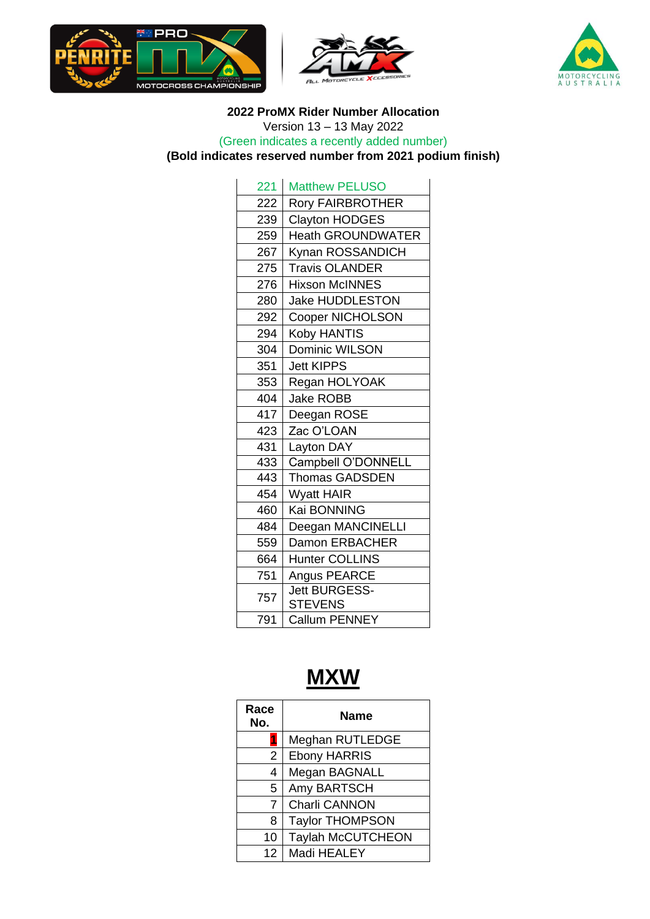**2022 ProMX Rider Number Allocation**

Version 13 – 13 May 2022

(Green indicates a recently added number)

**(Bold indicates reserved number from 2021 podium finish)**

| | |
|---|---|
| 221 | Matthew PELUSO |
| 222 | Rory FAIRBROTHER |
| 239 | Clayton HODGES |
| 259 | Heath GROUNDWATER |
| 267 | Kynan ROSSANDICH |
| 275 | Travis OLANDER |
| 276 | Hixson McINNES |
| 280 | Jake HUDDLESTON |
| 292 | Cooper NICHOLSON |
| 294 | Koby HANTIS |
| 304 | Dominic WILSON |
| 351 | Jett KIPPS |
| 353 | Regan HOLYOAK |
| 404 | Jake ROBB |
| 417 | Deegan ROSE |
| 423 | Zac O'LOAN |
| 431 | Layton DAY |
| 433 | Campbell O'DONNELL |
| 443 | Thomas GADSDEN |
| 454 | Wyatt HAIR |
| 460 | Kai BONNING |
| 484 | Deegan MANCINELLI |
| 559 | Damon ERBACHER |
| 664 | Hunter COLLINS |
| 751 | Angus PEARCE |
| 757 | Jett BURGESS-STEVENS |
| 791 | Callum PENNEY |

# MXW

| Race No. | Name |
|---|---|
| 1 | Meghan RUTLEDGE |
| 2 | Ebony HARRIS |
| 4 | Megan BAGNALL |
| 5 | Amy BARTSCH |
| 7 | Charli CANNON |
| 8 | Taylor THOMPSON |
| 10 | Taylah McCUTCHEON |
| 12 | Madi HEALEY |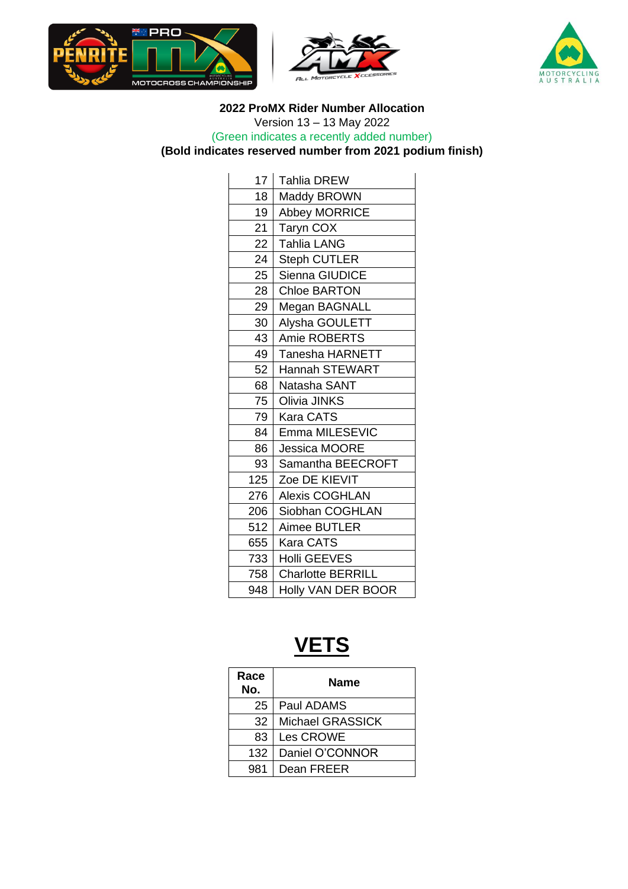**2022 ProMX Rider Number Allocation**

Version 13 – 13 May 2022

(Green indicates a recently added number)

**(Bold indicates reserved number from 2021 podium finish)**

| | |
|---|---|
| 17 | Tahlia DREW |
| 18 | Maddy BROWN |
| 19 | Abbey MORRICE |
| 21 | Taryn COX |
| 22 | Tahlia LANG |
| 24 | Steph CUTLER |
| 25 | Sienna GIUDICE |
| 28 | Chloe BARTON |
| 29 | Megan BAGNALL |
| 30 | Alysha GOULETT |
| 43 | Amie ROBERTS |
| 49 | Tanesha HARNETT |
| 52 | Hannah STEWART |
| 68 | Natasha SANT |
| 75 | Olivia JINKS |
| 79 | Kara CATS |
| 84 | Emma MILESEVIC |
| 86 | Jessica MOORE |
| 93 | Samantha BEECROFT |
| 125 | Zoe DE KIEVIT |
| 276 | Alexis COGHLAN |
| 206 | Siobhan COGHLAN |
| 512 | Aimee BUTLER |
| 655 | Kara CATS |
| 733 | Holli GEEVES |
| 758 | Charlotte BERRILL |
| 948 | Holly VAN DER BOOR |

# VETS

| Race No. | Name |
|---|---|
| 25 | Paul ADAMS |
| 32 | Michael GRASSICK |
| 83 | Les CROWE |
| 132 | Daniel O'CONNOR |
| 981 | Dean FREER |